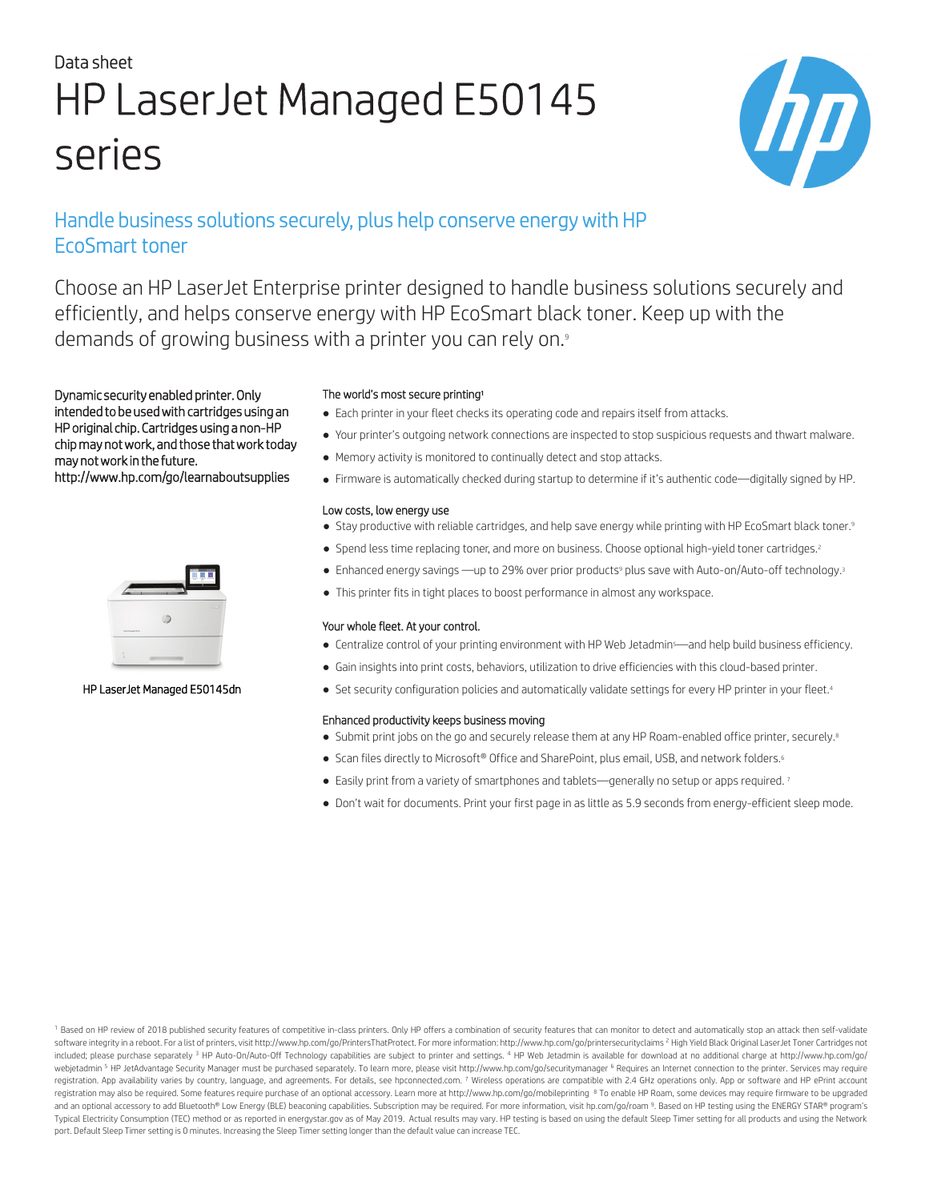Data sheet

# HP LaserJet Managed E50145 series

## Handle business solutions securely, plus help conserve energy with HP EcoSmart toner

Choose an HP LaserJet Enterprise printer designed to handle business solutions securely and efficiently, and helps conserve energy with HP EcoSmart black toner. Keep up with the demands of growing business with a printer you can rely on.[9]

Dynamic security enabled printer. Only intended to be used with cartridges using an HP original chip. Cartridges using a non-HP chip may not work, and those that work today may not work in the future. http://www.hp.com/go/learnaboutsupplies

HP LaserJet Managed E50145dn

### The world's most secure printing[1]

- Each printer in your fleet checks its operating code and repairs itself from attacks.
- Your printer's outgoing network connections are inspected to stop suspicious requests and thwart malware.
- Memory activity is monitored to continually detect and stop attacks.
- Firmware is automatically checked during startup to determine if it's authentic code—digitally signed by HP.

### Low costs, low energy use

- Stay productive with reliable cartridges, and help save energy while printing with HP EcoSmart black toner.[9]
- Spend less time replacing toner, and more on business. Choose optional high-yield toner cartridges.[2]
- Enhanced energy savings —up to 29% over prior products[9] plus save with Auto-on/Auto-off technology.[3]
- This printer fits in tight places to boost performance in almost any workspace.

### Your whole fleet. At your control.

- Centralize control of your printing environment with HP Web Jetadmin[5]—and help build business efficiency.
- Gain insights into print costs, behaviors, utilization to drive efficiencies with this cloud-based printer.
- Set security configuration policies and automatically validate settings for every HP printer in your fleet.[4]

### Enhanced productivity keeps business moving

- Submit print jobs on the go and securely release them at any HP Roam-enabled office printer, securely.[8]
- Scan files directly to Microsoft® Office and SharePoint, plus email, USB, and network folders.[6]
- Easily print from a variety of smartphones and tablets—generally no setup or apps required.[7]
- Don't wait for documents. Print your first page in as little as 5.9 seconds from energy-efficient sleep mode.

[1] Based on HP review of 2018 published security features of competitive in-class printers. Only HP offers a combination of security features that can monitor to detect and automatically stop an attack then self-validate software integrity in a reboot. For a list of printers, visit http://www.hp.com/go/PrintersThatProtect. For more information: http://www.hp.com/go/printersecurityclaims [2] High Yield Black Original LaserJet Toner Cartridges not included; please purchase separately [3] HP Auto-On/Auto-Off Technology capabilities are subject to printer and settings. [4] HP Web Jetadmin is available for download at no additional charge at http://www.hp.com/go/webjetadmin [5] HP JetAdvantage Security Manager must be purchased separately. To learn more, please visit http://www.hp.com/go/securitymanager [6] Requires an Internet connection to the printer. Services may require registration. App availability varies by country, language, and agreements. For details, see hpconnected.com. [7] Wireless operations are compatible with 2.4 GHz operations only. App or software and HP ePrint account registration may also be required. Some features require purchase of an optional accessory. Learn more at http://www.hp.com/go/mobileprinting [8] To enable HP Roam, some devices may require firmware to be upgraded and an optional accessory to add Bluetooth® Low Energy (BLE) beaconing capabilities. Subscription may be required. For more information, visit hp.com/go/roam [9]. Based on HP testing using the ENERGY STAR® program's Typical Electricity Consumption (TEC) method or as reported in energystar.gov as of May 2019. Actual results may vary. HP testing is based on using the default Sleep Timer setting for all products and using the Network port. Default Sleep Timer setting is 0 minutes. Increasing the Sleep Timer setting longer than the default value can increase TEC.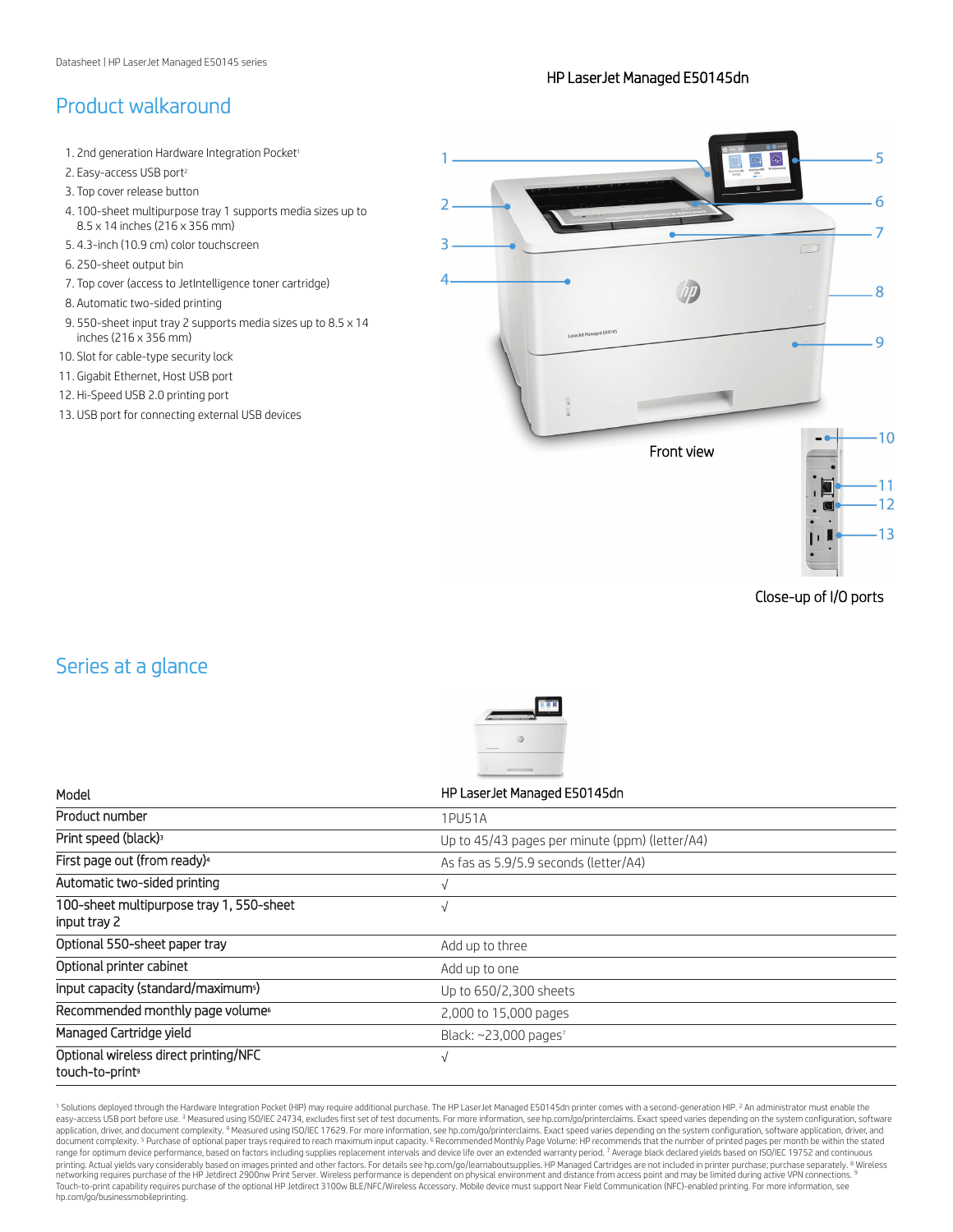## Product walkaround

1. 2nd generation Hardware Integration Pocket[1]
2. Easy-access USB port[2]
3. Top cover release button
4. 100-sheet multipurpose tray 1 supports media sizes up to 8.5 x 14 inches (216 x 356 mm)
5. 4.3-inch (10.9 cm) color touchscreen
6. 250-sheet output bin
7. Top cover (access to JetIntelligence toner cartridge)
8. Automatic two-sided printing
9. 550-sheet input tray 2 supports media sizes up to 8.5 x 14 inches (216 x 356 mm)
10. Slot for cable-type security lock
11. Gigabit Ethernet, Host USB port
12. Hi-Speed USB 2.0 printing port
13. USB port for connecting external USB devices

HP LaserJet Managed E50145dn

Front view

Close-up of I/O ports

## Series at a glance

| Model | HP LaserJet Managed E50145dn |
| --- | --- |
| Product number | 1PU51A |
| Print speed (black)[3] | Up to 45/43 pages per minute (ppm) (letter/A4) |
| First page out (from ready)[4] | As fas as 5.9/5.9 seconds (letter/A4) |
| Automatic two-sided printing | √ |
| 100-sheet multipurpose tray 1, 550-sheet input tray 2 | √ |
| Optional 550-sheet paper tray | Add up to three |
| Optional printer cabinet | Add up to one |
| Input capacity (standard/maximum[5]) | Up to 650/2,300 sheets |
| Recommended monthly page volume[6] | 2,000 to 15,000 pages |
| Managed Cartridge yield | Black: ~23,000 pages[7] |
| Optional wireless direct printing/NFC touch-to-print[9] | √ |

[1] Solutions deployed through the Hardware Integration Pocket (HIP) may require additional purchase. The HP LaserJet Managed E50145dn printer comes with a second-generation HIP. [2] An administrator must enable the easy-access USB port before use. [3] Measured using ISO/IEC 24734, excludes first set of test documents. For more information, see hp.com/go/printerclaims. Exact speed varies depending on the system configuration, software application, driver, and document complexity. [4] Measured using ISO/IEC 17629. For more information, see hp.com/go/printerclaims. Exact speed varies depending on the system configuration, software application, driver, and document complexity. [5] Purchase of optional paper trays required to reach maximum input capacity. [6] Recommended Monthly Page Volume: HP recommends that the number of printed pages per month be within the stated range for optimum device performance, based on factors including supplies replacement intervals and device life over an extended warranty period. [7] Average black declared yields based on ISO/IEC 19752 and continuous printing. Actual yields vary considerably based on images printed and other factors. For details see hp.com/go/learnaboutsupplies. HP Managed Cartridges are not included in printer purchase; purchase separately. [8] Wireless networking requires purchase of the HP Jetdirect 2900nw Print Server. Wireless performance is dependent on physical environment and distance from access point and may be limited during active VPN connections. [9] Touch-to-print capability requires purchase of the optional HP Jetdirect 3100w BLE/NFC/Wireless Accessory. Mobile device must support Near Field Communication (NFC)-enabled printing. For more information, see hp.com/go/businessmobileprinting.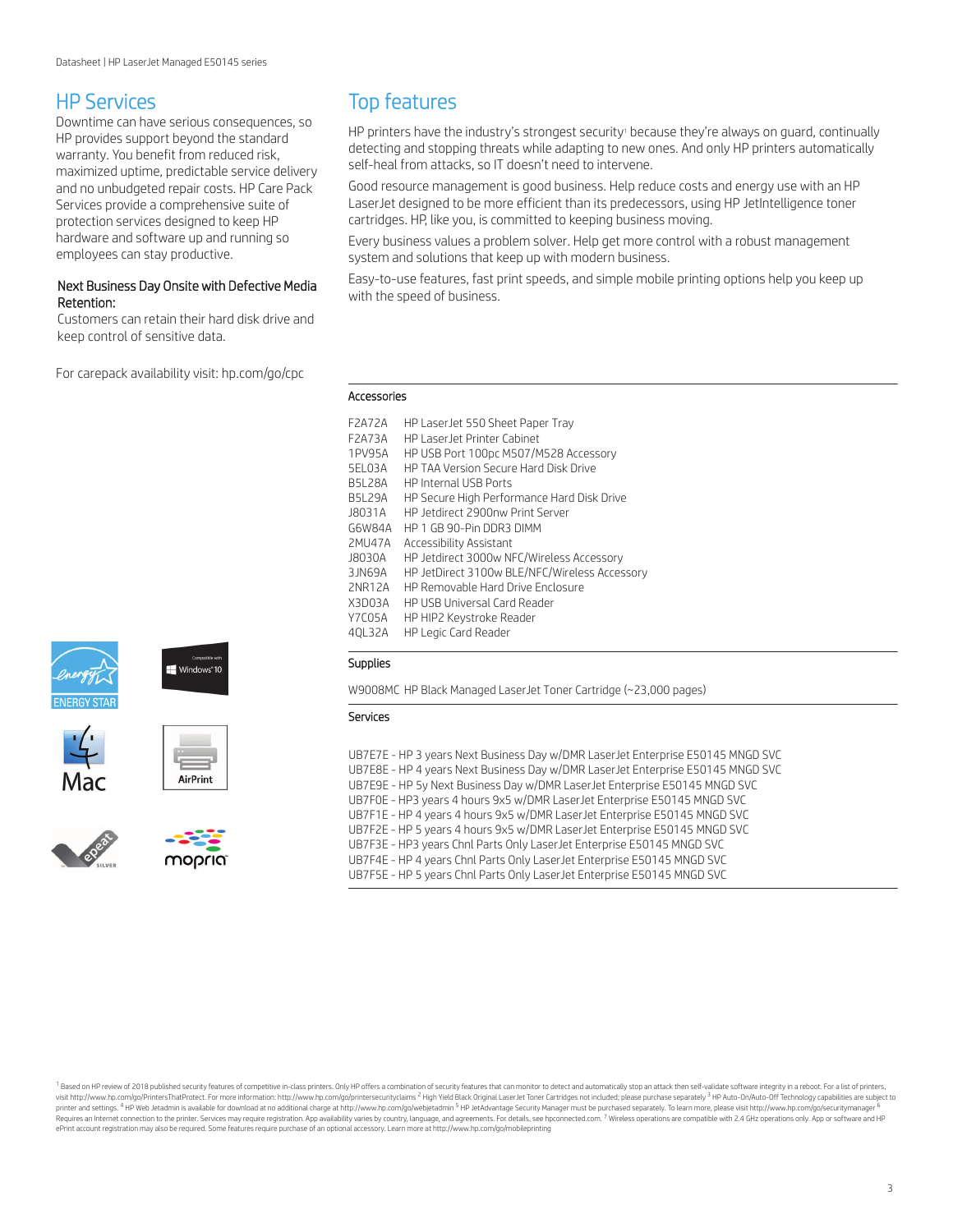## HP Services

Downtime can have serious consequences, so HP provides support beyond the standard warranty. You benefit from reduced risk, maximized uptime, predictable service delivery and no unbudgeted repair costs. HP Care Pack Services provide a comprehensive suite of protection services designed to keep HP hardware and software up and running so employees can stay productive.

**Next Business Day Onsite with Defective Media Retention:**
Customers can retain their hard disk drive and keep control of sensitive data.

For carepack availability visit: hp.com/go/cpc

## Top features

HP printers have the industry's strongest security[1] because they're always on guard, continually detecting and stopping threats while adapting to new ones. And only HP printers automatically self-heal from attacks, so IT doesn't need to intervene.

Good resource management is good business. Help reduce costs and energy use with an HP LaserJet designed to be more efficient than its predecessors, using HP JetIntelligence toner cartridges. HP, like you, is committed to keeping business moving.

Every business values a problem solver. Help get more control with a robust management system and solutions that keep up with modern business.

Easy-to-use features, fast print speeds, and simple mobile printing options help you keep up with the speed of business.

### Accessories

| | |
|---|---|
| F2A72A | HP LaserJet 550 Sheet Paper Tray |
| F2A73A | HP LaserJet Printer Cabinet |
| 1PV95A | HP USB Port 100pc M507/M528 Accessory |
| 5EL03A | HP TAA Version Secure Hard Disk Drive |
| B5L28A | HP Internal USB Ports |
| B5L29A | HP Secure High Performance Hard Disk Drive |
| J8031A | HP Jetdirect 2900nw Print Server |
| G6W84A | HP 1 GB 90-Pin DDR3 DIMM |
| 2MU47A | Accessibility Assistant |
| J8030A | HP Jetdirect 3000w NFC/Wireless Accessory |
| 3JN69A | HP JetDirect 3100w BLE/NFC/Wireless Accessory |
| 2NR12A | HP Removable Hard Drive Enclosure |
| X3D03A | HP USB Universal Card Reader |
| Y7C05A | HP HIP2 Keystroke Reader |
| 4QL32A | HP Legic Card Reader |

### Supplies

W9008MC HP Black Managed LaserJet Toner Cartridge (~23,000 pages)

### Services

UB7E7E - HP 3 years Next Business Day w/DMR LaserJet Enterprise E50145 MNGD SVC
UB7E8E - HP 4 years Next Business Day w/DMR LaserJet Enterprise E50145 MNGD SVC
UB7E9E - HP 5y Next Business Day w/DMR LaserJet Enterprise E50145 MNGD SVC
UB7F0E - HP3 years 4 hours 9x5 w/DMR LaserJet Enterprise E50145 MNGD SVC
UB7F1E - HP 4 years 4 hours 9x5 w/DMR LaserJet Enterprise E50145 MNGD SVC
UB7F2E - HP 5 years 4 hours 9x5 w/DMR LaserJet Enterprise E50145 MNGD SVC
UB7F3E - HP3 years Chnl Parts Only LaserJet Enterprise E50145 MNGD SVC
UB7F4E - HP 4 years Chnl Parts Only LaserJet Enterprise E50145 MNGD SVC
UB7F5E - HP 5 years Chnl Parts Only LaserJet Enterprise E50145 MNGD SVC

[1] Based on HP review of 2018 published security features of competitive in-class printers. Only HP offers a combination of security features that can monitor to detect and automatically stop an attack then self-validate software integrity in a reboot. For a list of printers, visit http://www.hp.com/go/PrintersThatProtect. For more information: http://www.hp.com/go/printersecurityclaims [2] High Yield Black Original LaserJet Toner Cartridges not included; please purchase separately [3] HP Auto-On/Auto-Off Technology capabilities are subject to printer and settings. [4] HP Web Jetadmin is available for download at no additional charge at http://www.hp.com/go/webjetadmin [5] HP JetAdvantage Security Manager must be purchased separately. To learn more, please visit http://www.hp.com/go/securitymanager [6] Requires an Internet connection to the printer. Services may require registration. App availability varies by country, language, and agreements. For details, see hpconnected.com. [7] Wireless operations are compatible with 2.4 GHz operations only. App or software and HP ePrint account registration may also be required. Some features require purchase of an optional accessory. Learn more at http://www.hp.com/go/mobileprinting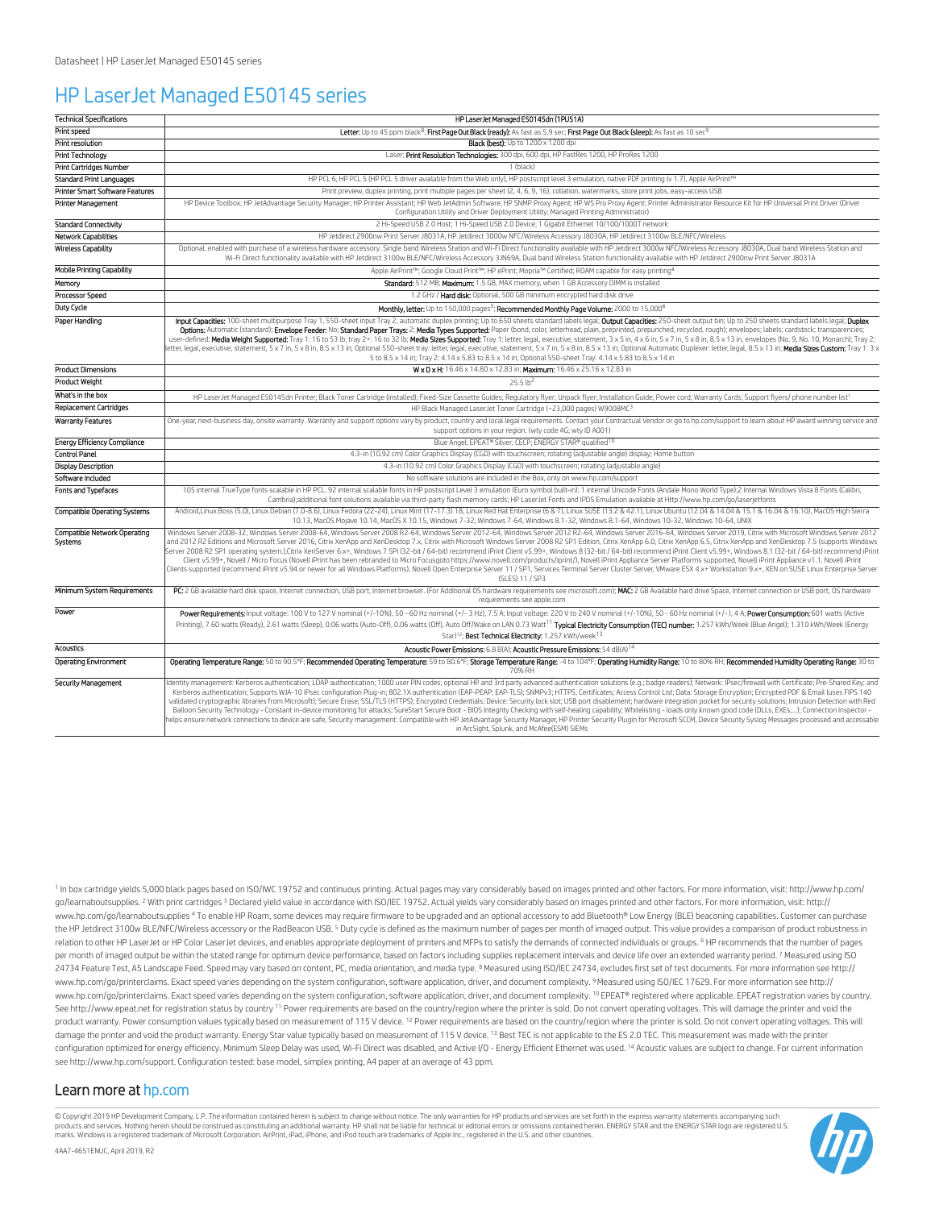# HP LaserJet Managed E50145 series

| Technical Specifications | HP LaserJet Managed E50145dn (1PU51A) |
|---|---|
| Print speed | **Letter:** Up to 45 ppm black[8]; **First Page Out Black (ready):** As fast as 5.9 sec; **First Page Out Black (sleep):** As fast as 10 sec[9] |
| Print resolution | **Black (best):** Up to 1200 x 1200 dpi |
| Print Technology | Laser; **Print Resolution Technologies:** 300 dpi, 600 dpi, HP FastRes 1200, HP ProRes 1200 |
| Print Cartridges Number | 1 (black) |
| Standard Print Languages | HP PCL 6, HP PCL 5 (HP PCL 5 driver available from the Web only), HP postscript level 3 emulation, native PDF printing (v 1.7), Apple AirPrint™ |
| Printer Smart Software Features | Print preview, duplex printing, print multiple pages per sheet (2, 4, 6, 9, 16), collation, watermarks, store print jobs, easy-access USB |
| Printer Management | HP Device Toolbox; HP JetAdvantage Security Manager; HP Printer Assistant; HP Web JetAdmin Software; HP SNMP Proxy Agent; HP WS Pro Proxy Agent; Printer Administrator Resource Kit for HP Universal Print Driver (Driver Configuration Utility and Driver Deployment Utility; Managed Printing Administrator) |
| Standard Connectivity | 2 Hi-Speed USB 2.0 Host; 1 Hi-Speed USB 2.0 Device; 1 Gigabit Ethernet 10/100/1000T network |
| Network Capabilities | HP Jetdirect 2900nw Print Server J8031A, HP Jetdirect 3000w NFC/Wireless Accessory J8030A, HP Jetdirect 3100w BLE/NFC/Wireless |
| Wireless Capability | Optional, enabled with purchase of a wireless hardware accessory. Single band Wireless Station and Wi-Fi Direct functionality available with HP Jetdirect 3000w NFC/Wireless Accessory J8030A, Dual band Wireless Station and Wi-Fi Direct functionality available with HP Jetdirect 3100w BLE/NFC/Wireless Accessory 3JN69A, Dual band Wireless Station functionality available with HP Jetdirect 2900nw Print Server J8031A |
| Mobile Printing Capability | Apple AirPrint™; Google Cloud Print™; HP ePrint; Mopria™ Certified; ROAM capable for easy printing[4] |
| Memory | **Standard:** 512 MB; **Maximum:** 1.5 GB, MAX memory, when 1 GB Accessory DIMM is installed |
| Processor Speed | 1.2 GHz / **Hard disk:** Optional, 500 GB minimum encrypted hard disk drive |
| Duty Cycle | **Monthly, letter:** Up to 150,000 pages[5]; **Recommended Monthly Page Volume:** 2000 to 15,000[6] |
| Paper Handling | **Input Capacities:** 100-sheet multipurpose Tray 1, 550-sheet input Tray 2, automatic duplex printing; Up to 650 sheets standard labels legal; **Output Capacities:** 250-sheet output bin; Up to 250 sheets standard labels legal; **Duplex Options:** Automatic (standard); **Envelope Feeder:** No; **Standard Paper Trays:** 2; **Media Types Supported:** Paper (bond, color, letterhead, plain, preprinted, prepunched, recycled, rough); envelopes; labels; cardstock; transparencies; user-defined; **Media Weight Supported:** Tray 1: 16 to 53 lb; tray 2+: 16 to 32 lb; **Media Sizes Supported:** Tray 1: letter, legal, executive, statement, 3 x 5 in, 4 x 6 in, 5 x 7 in, 5 x 8 in, 8.5 x 13 in, envelopes (No. 9, No. 10, Monarch); Tray 2: letter, legal, executive, statement, 5 x 7 in, 5 x 8 in, 8.5 x 13 in; Optional 550-sheet tray: letter, legal, executive, statement, 5 x 7 in, 5 x 8 in, 8.5 x 13 in; Optional Automatic Duplexer: letter, legal, 8.5 x 13 in; **Media Sizes Custom:** Tray 1: 3 x 5 to 8.5 x 14 in; Tray 2: 4.14 x 5.83 to 8.5 x 14 in; Optional 550-sheet Tray: 4.14 x 5.83 to 8.5 x 14 in |
| Product Dimensions | **W x D x H:** 16.46 x 14.80 x 12.83 in; **Maximum:** 16.46 x 25.16 x 12.83 in |
| Product Weight | 25.5 lb[2] |
| What's in the box | HP LaserJet Managed E50145dn Printer; Black Toner Cartridge (installed); Fixed-Size Cassette Guides; Regulatory flyer; Unpack flyer; Installation Guide; Power cord; Warranty Cards; Support flyers/ phone number list[1] |
| Replacement Cartridges | HP Black Managed LaserJet Toner Cartridge (~23,000 pages) W9008MC[3] |
| Warranty Features | One-year, next-business day, onsite warranty. Warranty and support options vary by product, country and local legal requirements. Contact your Contractual Vendor or go to hp.com/support to learn about HP award winning service and support options in your region. (wty code 4G; wty ID A001) |
| Energy Efficiency Compliance | Blue Angel; EPEAT® Silver; CECP; ENERGY STAR® qualified[10] |
| Control Panel | 4.3-in (10.92 cm) Color Graphics Display (CGD) with touchscreen; rotating (adjustable angle) display; Home button |
| Display Description | 4.3-in (10.92 cm) Color Graphics Display (CGD) with touchscreen; rotating (adjustable angle) |
| Software Included | No software solutions are included in the Box, only on www.hp.com/support |
| Fonts and Typefaces | 105 internal TrueType fonts scalable in HP PCL, 92 internal scalable fonts in HP postscript Level 3 emulation (Euro symbol built-in); 1 internal Unicode Fonts (Andale Mono World Type);2 Internal Windows Vista 8 Fonts (Calibri, Cambria);additional font solutions available via third-party flash memory cards; HP LaserJet Fonts and IPDS Emulation available at Http://www.hp.com/go/laserjetfonts |
| Compatible Operating Systems | Android,Linux Boss (5.0), Linux Debian (7.0-8.6), Linux Fedora (22-24), Linux Mint (17-17.3) 18, Linux Red Hat Enterprise (6 & 7), Linux SUSE (13.2 & 42.1), Linux Ubuntu (12.04 & 14.04 & 15.1 & 16.04 & 16.10), MacOS High Sierra 10.13, MacOS Mojave 10.14, MacOS X 10.15, Windows 7-32, Windows 7-64, Windows 8.1-32, Windows 8.1-64, Windows 10-32, Windows 10-64, UNIX |
| Compatible Network Operating Systems | Windows Server 2008-32, Windows Server 2008-64, Windows Server 2008 R2-64, Windows Server 2012-64, Windows Server 2012 R2-64, Windows Server 2016-64, Windows Server 2019, Citrix with Microsoft Windows Server 2012 and 2012 R2 Editions and Microsoft Server 2016, Citrix XenApp and XenDesktop 7.x, Citrix with Microsoft Windows Server 2008 R2 SP1 Edition, Citrix XenApp 6.0, Citrix XenApp 6.5, Citrix XenApp and XenDesktop 7.5 (supports Windows Server 2008 R2 SP1 operating system.),Citrix XenServer 6.x+, Windows 7 SPI (32-bit / 64-bit) recommend iPrint Client v5.99+, Windows 8 (32-bit / 64-bit) recommend iPrint Client v5.99+, Windows 8.1 (32-bit / 64-bit) recommend iPrint Client v5.99+, Novell / Micro Focus (Novell iPrint has been rebranded to Micro Focusgoto https://www.novell.com/products/iprint/), Novell iPrint Appliance Server Platforms supported, Novell iPrint Appliance v1.1, Novell iPrint Clients supported (recommend iPrint v5.94 or newer for all Windows Platforms), Novell Open Enterprise Server 11 / SP1, Services Terminal Server Cluster Server, VMware ESX 4.x+ Workstation 9.x+, XEN on SUSE Linux Enterprise Server (SLES) 11 / SP3 |
| Minimum System Requirements | **PC:** 2 GB available hard disk space, Internet connection, USB port, Internet browser. (For Additional OS hardware requirements see microsoft.com); **MAC:** 2 GB Available hard drive Space, Internet connection or USB port, OS hardware requirements see apple.com |
| Power | **Power Requirements:** Input voltage: 100 V to 127 V nominal (+/-10%), 50 - 60 Hz nominal (+/- 3 Hz), 7.5 A; Input voltage: 220 V to 240 V nominal (+/-10%), 50 - 60 Hz nominal (+/- ), 4 A; **Power Consumption:** 601 watts (Active Printing), 7.60 watts (Ready), 2.61 watts (Sleep), 0.06 watts (Auto-Off), 0.06 watts (Off), Auto Off/Wake on LAN 0.73 Watt[11] **Typical Electricity Consumption (TEC) number:** 1.257 kWh/Week (Blue Angel); 1.310 kWh/Week (Energy Star)[12]; **Best Technical Electricity:** 1.257 kWh/week[13] |
| Acoustics | **Acoustic Power Emissions:** 6.8 B(A); **Acoustic Pressure Emissions:** 54 dB(A)[14] |
| Operating Environment | **Operating Temperature Range:** 50 to 90.5°F; **Recommended Operating Temperature:** 59 to 80.6°F; **Storage Temperature Range:** -4 to 104°F; **Operating Humidity Range:** 10 to 80% RH; **Recommended Humidity Operating Range:** 30 to 70% RH |
| Security Management | Identity management: Kerberos authentication; LDAP authentication; 1000 user PIN codes; optional HP and 3rd party advanced authentication solutions (e.g.; badge readers); Network: IPsec/firewall with Certificate; Pre-Shared Key; and Kerberos authentication; Supports WJA-10 IPsec configuration Plug-in; 802.1X authentication (EAP-PEAP; EAP-TLS); SNMPv3; HTTPS; Certificates; Access Control List; Data: Storage Encryption; Encrypted PDF & Email (uses FIPS 140 validated cryptographic libraries from Microsoft); Secure Erase; SSL/TLS (HTTPS); Encrypted Credentials; Device: Security lock slot; USB port disablement; hardware integration pocket for security solutions; Intrusion Detection with Red Balloon Security Technology - Constant in-device monitoring for attacks; SureStart Secure Boot - BIOS Integrity Checking with self-healing capability; Whitelisting - loads only known good code (DLLs, EXEs,...); Connection Inspector - helps ensure network connections to device are safe, Security management: Compatible with HP JetAdvantage Security Manager, HP Printer Security Plugin for Microsoft SCCM, Device Security Syslog Messages processed and accessable in ArcSight, Splunk, and McAfee(ESM) SIEMs |

[1] In box cartridge yields 5,000 black pages based on ISO/IWC 19752 and continuous printing. Actual pages may vary considerably based on images printed and other factors. For more information, visit: http://www.hp.com/go/learnaboutsupplies. [2] With print cartridges [3] Declared yield value in accordance with ISO/IEC 19752. Actual yields vary considerably based on images printed and other factors. For more information, visit: http://www.hp.com/go/learnaboutsupplies [4] To enable HP Roam, some devices may require firmware to be upgraded and an optional accessory to add Bluetooth® Low Energy (BLE) beaconing capabilities. Customer can purchase the HP Jetdirect 3100w BLE/NFC/Wireless accessory or the RadBeacon USB. [5] Duty cycle is defined as the maximum number of pages per month of imaged output. This value provides a comparison of product robustness in relation to other HP LaserJet or HP Color LaserJet devices, and enables appropriate deployment of printers and MFPs to satisfy the demands of connected individuals or groups. [6] HP recommends that the number of pages per month of imaged output be within the stated range for optimum device performance, based on factors including supplies replacement intervals and device life over an extended warranty period. [7] Measured using ISO 24734 Feature Test, A5 Landscape Feed. Speed may vary based on content, PC, media orientation, and media type. [8] Measured using ISO/IEC 24734, excludes first set of test documents. For more information see http://www.hp.com/go/printerclaims. Exact speed varies depending on the system configuration, software application, driver, and document complexity. [9] Measured using ISO/IEC 17629. For more information see http://www.hp.com/go/printerclaims. Exact speed varies depending on the system configuration, software application, driver, and document complexity. [10] EPEAT® registered where applicable. EPEAT registration varies by country. See http://www.epeat.net for registration status by country [11] Power requirements are based on the country/region where the printer is sold. Do not convert operating voltages. This will damage the printer and void the product warranty. Power consumption values typically based on measurement of 115 V device. [12] Power requirements are based on the country/region where the printer is sold. Do not convert operating voltages. This will damage the printer and void the product warranty. Energy Star value typically based on measurement of 115 V device. [13] Best TEC is not applicable to the ES 2.0 TEC. This measurement was made with the printer configuration optimized for energy efficiency. Minimum Sleep Delay was used, Wi-Fi Direct was disabled, and Active I/O - Energy Efficient Ethernet was used. [14] Acoustic values are subject to change. For current information see http://www.hp.com/support. Configuration tested: base model, simplex printing, A4 paper at an average of 43 ppm.

## Learn more at hp.com

© Copyright 2019 HP Development Company, L.P. The information contained herein is subject to change without notice. The only warranties for HP products and services are set forth in the express warranty statements accompanying such products and services. Nothing herein should be construed as constituting an additional warranty. HP shall not be liable for technical or editorial errors or omissions contained herein. ENERGY STAR and the ENERGY STAR logo are registered U.S. marks. Windows is a registered trademark of Microsoft Corporation. AirPrint, iPad, iPhone, and iPod touch are trademarks of Apple Inc., registered in the U.S. and other countries.

4AA7-4651ENUC, April 2019, R2